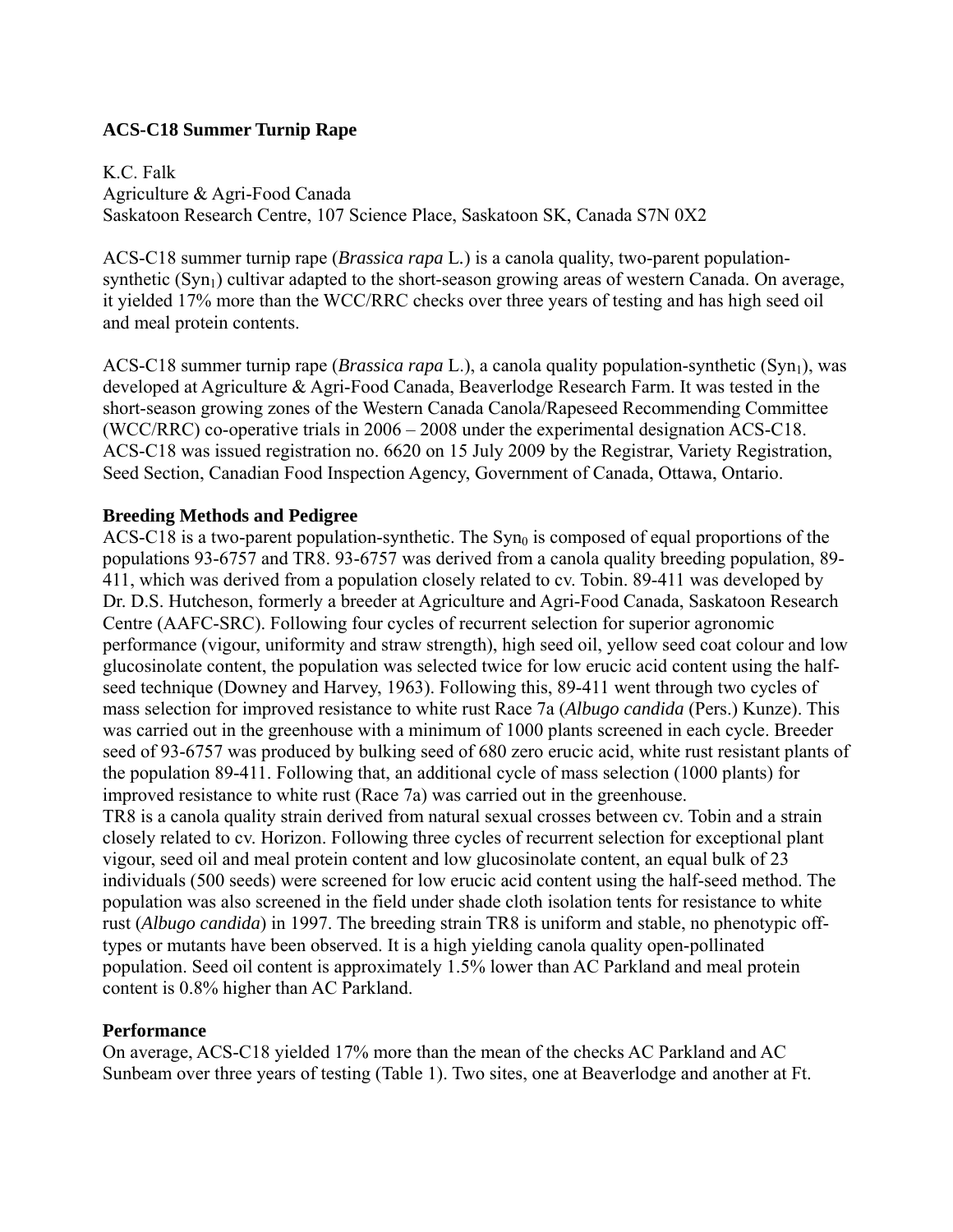## ACS-C18 Summer Turnip Rape

K.C. Falk
Agriculture & Agri-Food Canada
Saskatoon Research Centre, 107 Science Place, Saskatoon SK, Canada S7N 0X2

ACS-C18 summer turnip rape (*Brassica rapa* L.) is a canola quality, two-parent population-synthetic ($Syn_1$) cultivar adapted to the short-season growing areas of western Canada. On average, it yielded 17% more than the WCC/RRC checks over three years of testing and has high seed oil and meal protein contents.

ACS-C18 summer turnip rape (*Brassica rapa* L.), a canola quality population-synthetic ($Syn_1$), was developed at Agriculture & Agri-Food Canada, Beaverlodge Research Farm. It was tested in the short-season growing zones of the Western Canada Canola/Rapeseed Recommending Committee (WCC/RRC) co-operative trials in 2006 – 2008 under the experimental designation ACS-C18. ACS-C18 was issued registration no. 6620 on 15 July 2009 by the Registrar, Variety Registration, Seed Section, Canadian Food Inspection Agency, Government of Canada, Ottawa, Ontario.

### Breeding Methods and Pedigree

ACS-C18 is a two-parent population-synthetic. The $Syn_0$ is composed of equal proportions of the populations 93-6757 and TR8. 93-6757 was derived from a canola quality breeding population, 89-411, which was derived from a population closely related to cv. Tobin. 89-411 was developed by Dr. D.S. Hutcheson, formerly a breeder at Agriculture and Agri-Food Canada, Saskatoon Research Centre (AAFC-SRC). Following four cycles of recurrent selection for superior agronomic performance (vigour, uniformity and straw strength), high seed oil, yellow seed coat colour and low glucosinolate content, the population was selected twice for low erucic acid content using the half-seed technique (Downey and Harvey, 1963). Following this, 89-411 went through two cycles of mass selection for improved resistance to white rust Race 7a (*Albugo candida* (Pers.) Kunze). This was carried out in the greenhouse with a minimum of 1000 plants screened in each cycle. Breeder seed of 93-6757 was produced by bulking seed of 680 zero erucic acid, white rust resistant plants of the population 89-411. Following that, an additional cycle of mass selection (1000 plants) for improved resistance to white rust (Race 7a) was carried out in the greenhouse.

TR8 is a canola quality strain derived from natural sexual crosses between cv. Tobin and a strain closely related to cv. Horizon. Following three cycles of recurrent selection for exceptional plant vigour, seed oil and meal protein content and low glucosinolate content, an equal bulk of 23 individuals (500 seeds) were screened for low erucic acid content using the half-seed method. The population was also screened in the field under shade cloth isolation tents for resistance to white rust (*Albugo candida*) in 1997. The breeding strain TR8 is uniform and stable, no phenotypic off-types or mutants have been observed. It is a high yielding canola quality open-pollinated population. Seed oil content is approximately 1.5% lower than AC Parkland and meal protein content is 0.8% higher than AC Parkland.

### Performance

On average, ACS-C18 yielded 17% more than the mean of the checks AC Parkland and AC Sunbeam over three years of testing (Table 1). Two sites, one at Beaverlodge and another at Ft.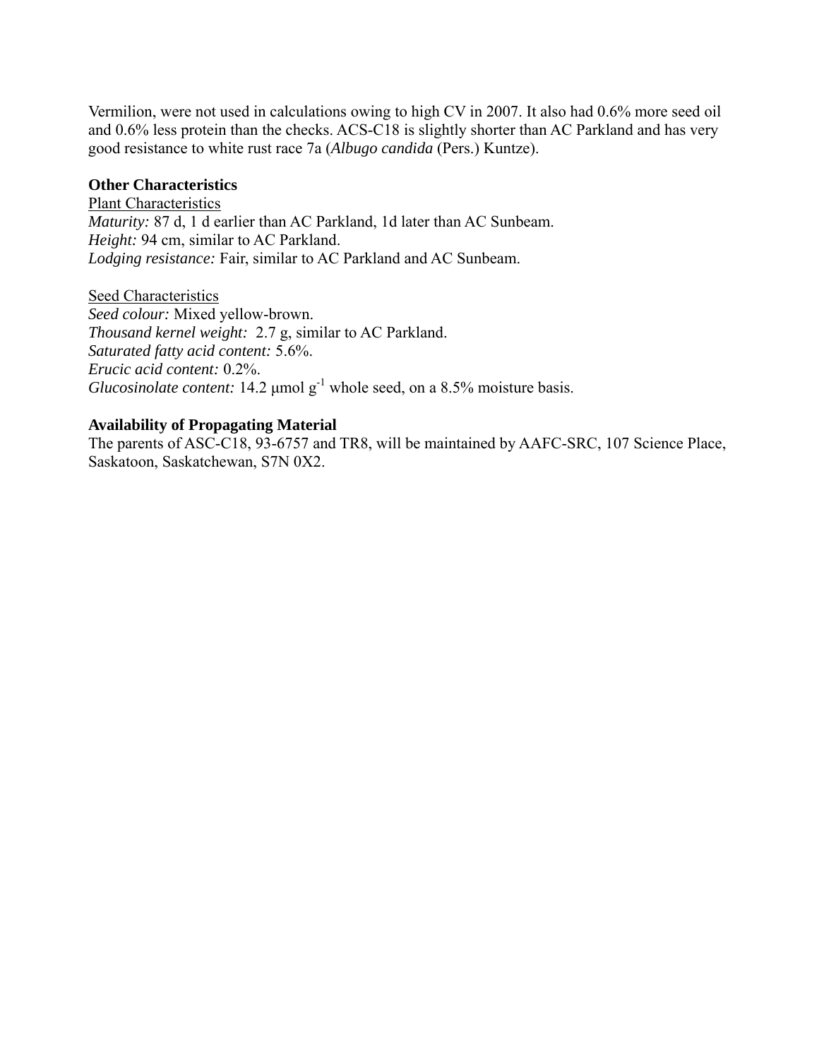Vermilion, were not used in calculations owing to high CV in 2007. It also had 0.6% more seed oil and 0.6% less protein than the checks. ACS-C18 is slightly shorter than AC Parkland and has very good resistance to white rust race 7a (*Albugo candida* (Pers.) Kuntze).

**Other Characteristics**

Plant Characteristics

*Maturity:* 87 d, 1 d earlier than AC Parkland, 1d later than AC Sunbeam.
*Height:* 94 cm, similar to AC Parkland.
*Lodging resistance:* Fair, similar to AC Parkland and AC Sunbeam.

Seed Characteristics

*Seed colour:* Mixed yellow-brown.
*Thousand kernel weight:* 2.7 g, similar to AC Parkland.
*Saturated fatty acid content:* 5.6%.
*Erucic acid content:* 0.2%.
*Glucosinolate content:* 14.2 μmol $g^{-1}$ whole seed, on a 8.5% moisture basis.

**Availability of Propagating Material**

The parents of ASC-C18, 93-6757 and TR8, will be maintained by AAFC-SRC, 107 Science Place, Saskatoon, Saskatchewan, S7N 0X2.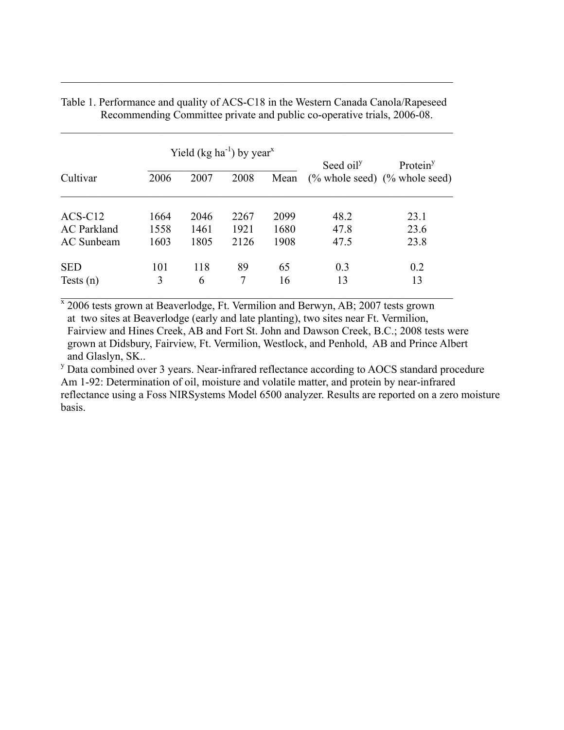Table 1. Performance and quality of ACS-C18 in the Western Canada Canola/Rapeseed Recommending Committee private and public co-operative trials, 2006-08.

| Cultivar | Yield (kg ha$^{-1}$) by year[x] | | | | Seed oil[y] | Protein[y] |
|---|---|---|---|---|---|---|
| | 2006 | 2007 | 2008 | Mean | (% whole seed) | (% whole seed) |
| ACS-C12 | 1664 | 2046 | 2267 | 2099 | 48.2 | 23.1 |
| AC Parkland | 1558 | 1461 | 1921 | 1680 | 47.8 | 23.6 |
| AC Sunbeam | 1603 | 1805 | 2126 | 1908 | 47.5 | 23.8 |
| SED | 101 | 118 | 89 | 65 | 0.3 | 0.2 |
| Tests (n) | 3 | 6 | 7 | 16 | 13 | 13 |

[x] 2006 tests grown at Beaverlodge, Ft. Vermilion and Berwyn, AB; 2007 tests grown at two sites at Beaverlodge (early and late planting), two sites near Ft. Vermilion, Fairview and Hines Creek, AB and Fort St. John and Dawson Creek, B.C.; 2008 tests were grown at Didsbury, Fairview, Ft. Vermilion, Westlock, and Penhold, AB and Prince Albert and Glaslyn, SK..

[y] Data combined over 3 years. Near-infrared reflectance according to AOCS standard procedure Am 1-92: Determination of oil, moisture and volatile matter, and protein by near-infrared reflectance using a Foss NIRSystems Model 6500 analyzer. Results are reported on a zero moisture basis.